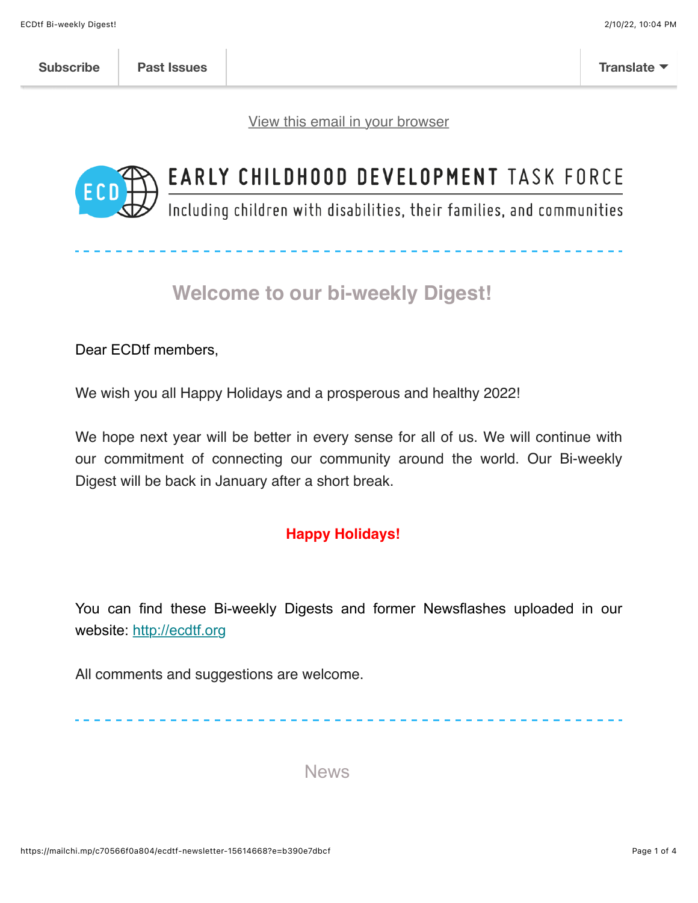Subscribe | Past Issues | Translate

[View this email in your browser]

EARLY CHILDHOOD DEVELOPMENT TASK FORCE

Including children with disabilities, their families, and communities

## Welcome to our bi-weekly Digest!

Dear ECDtf members,

We wish you all Happy Holidays and a prosperous and healthy 2022!

We hope next year will be better in every sense for all of us. We will continue with our commitment of connecting our community around the world. Our Bi-weekly Digest will be back in January after a short break.

**Happy Holidays!**

You can find these Bi-weekly Digests and former Newsflashes uploaded in our website: [http://ecdtf.org](http://ecdtf.org)

All comments and suggestions are welcome.

## News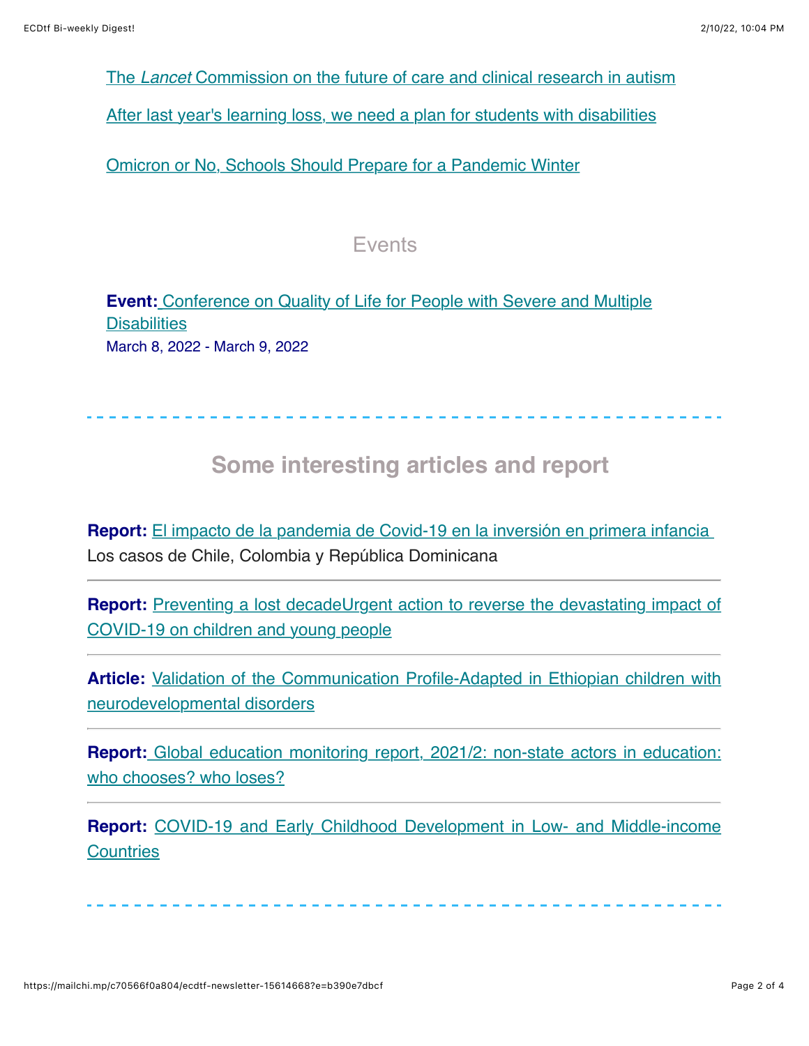The *Lancet* Commission on the future of care and clinical research in autism

After last year's learning loss, we need a plan for students with disabilities

Omicron or No, Schools Should Prepare for a Pandemic Winter

## Events

**Event:** Conference on Quality of Life for People with Severe and Multiple Disabilities
March 8, 2022 - March 9, 2022

---

## Some interesting articles and report

**Report:** El impacto de la pandemia de Covid-19 en la inversión en primera infancia
Los casos de Chile, Colombia y República Dominicana

---

**Report:** Preventing a lost decadeUrgent action to reverse the devastating impact of COVID-19 on children and young people

---

**Article:** Validation of the Communication Profile-Adapted in Ethiopian children with neurodevelopmental disorders

---

**Report:** Global education monitoring report, 2021/2: non-state actors in education: who chooses? who loses?

---

**Report:** COVID-19 and Early Childhood Development in Low- and Middle-income Countries

---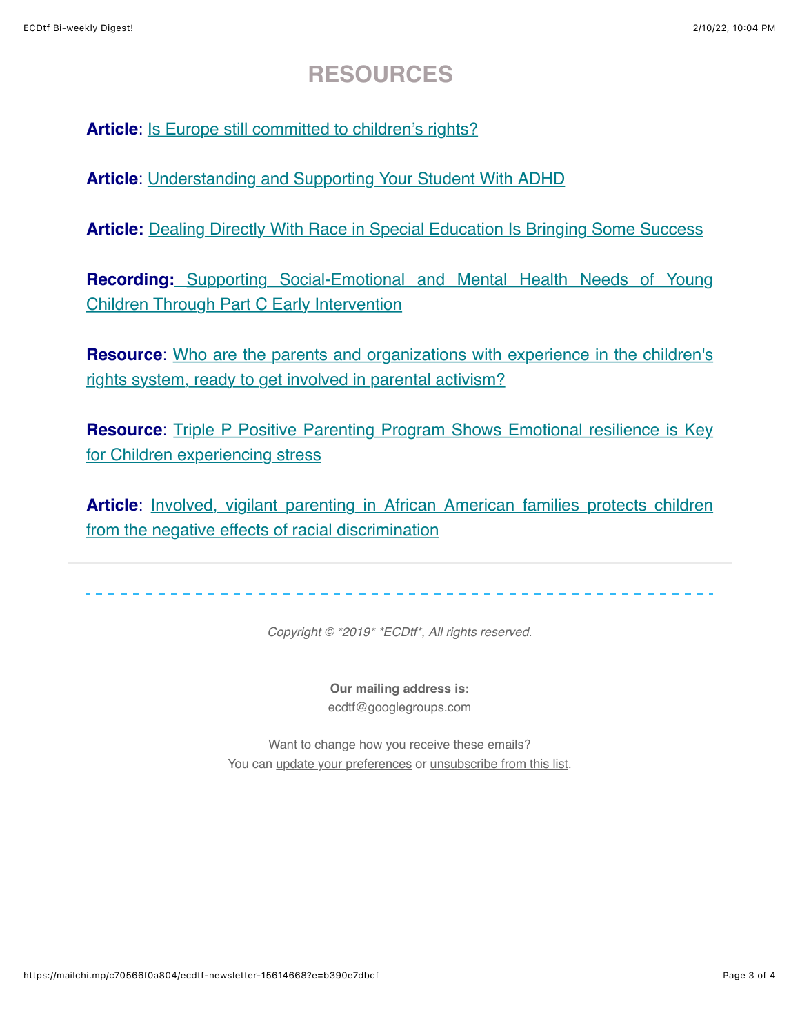# RESOURCES

**Article**: Is Europe still committed to children's rights?

**Article**: Understanding and Supporting Your Student With ADHD

**Article:** Dealing Directly With Race in Special Education Is Bringing Some Success

**Recording:** Supporting Social-Emotional and Mental Health Needs of Young Children Through Part C Early Intervention

**Resource**: Who are the parents and organizations with experience in the children's rights system, ready to get involved in parental activism?

**Resource**: Triple P Positive Parenting Program Shows Emotional resilience is Key for Children experiencing stress

**Article**: Involved, vigilant parenting in African American families protects children from the negative effects of racial discrimination

---

*Copyright © *2019* *ECDtf*, All rights reserved.*

**Our mailing address is:**
ecdtf@googlegroups.com

Want to change how you receive these emails?
You can update your preferences or unsubscribe from this list.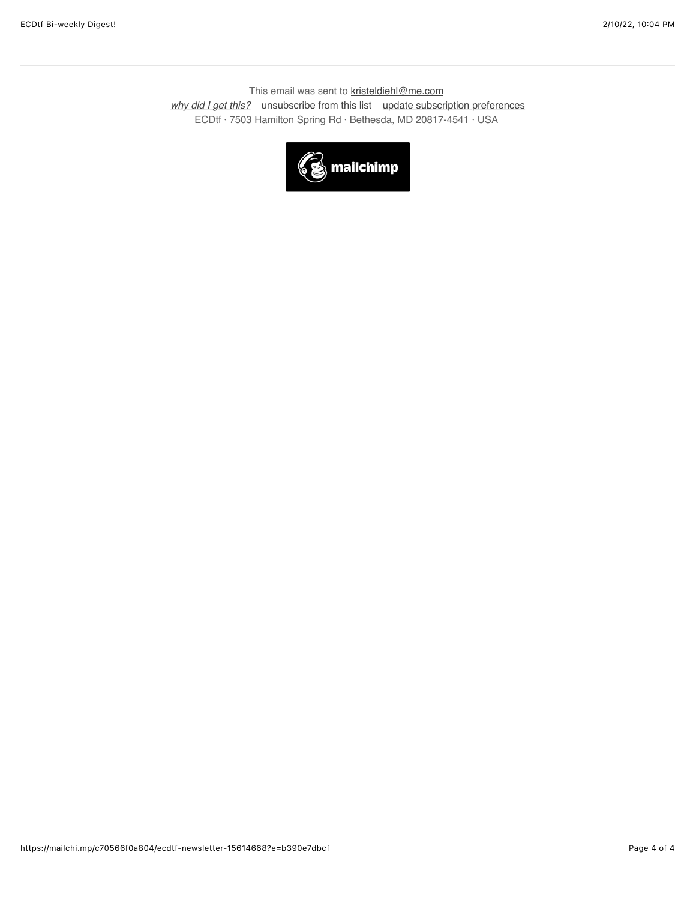This email was sent to kristeldiehl@me.com

*why did I get this?*  unsubscribe from this list  update subscription preferences

ECDtf · 7503 Hamilton Spring Rd · Bethesda, MD 20817-4541 · USA